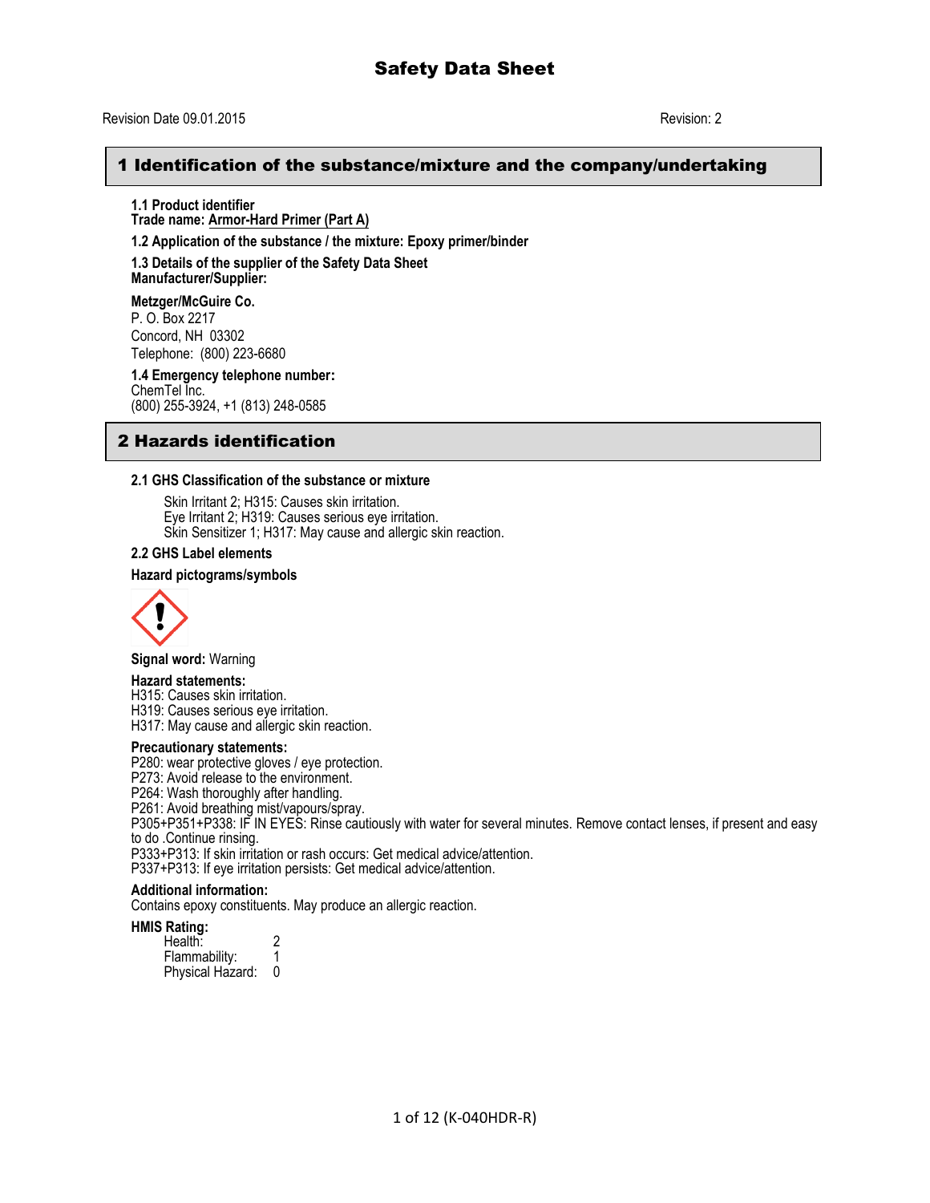# Safety Data Sheet

Revision Date 09.01.2015 Revision: 2

## 1 Identification of the substance/mixture and the company/undertaking

**1.1 Product identifier**
**Trade name: Armor-Hard Primer (Part A)**

**1.2 Application of the substance / the mixture: Epoxy primer/binder**

**1.3 Details of the supplier of the Safety Data Sheet**
**Manufacturer/Supplier:**

**Metzger/McGuire Co.**
P. O. Box 2217
Concord, NH 03302
Telephone: (800) 223-6680

**1.4 Emergency telephone number:**
ChemTel Inc.
(800) 255-3924, +1 (813) 248-0585

## 2 Hazards identification

**2.1 GHS Classification of the substance or mixture**

Skin Irritant 2; H315: Causes skin irritation.
Eye Irritant 2; H319: Causes serious eye irritation.
Skin Sensitizer 1; H317: May cause and allergic skin reaction.

**2.2 GHS Label elements**

**Hazard pictograms/symbols**

**Signal word:** Warning

**Hazard statements:**
H315: Causes skin irritation.
H319: Causes serious eye irritation.
H317: May cause and allergic skin reaction.

**Precautionary statements:**
P280: wear protective gloves / eye protection.
P273: Avoid release to the environment.
P264: Wash thoroughly after handling.
P261: Avoid breathing mist/vapours/spray.
P305+P351+P338: IF IN EYES: Rinse cautiously with water for several minutes. Remove contact lenses, if present and easy to do .Continue rinsing.
P333+P313: If skin irritation or rash occurs: Get medical advice/attention.
P337+P313: If eye irritation persists: Get medical advice/attention.

**Additional information:**
Contains epoxy constituents. May produce an allergic reaction.

**HMIS Rating:**

| | |
|---|---|
| Health: | 2 |
| Flammability: | 1 |
| Physical Hazard: | 0 |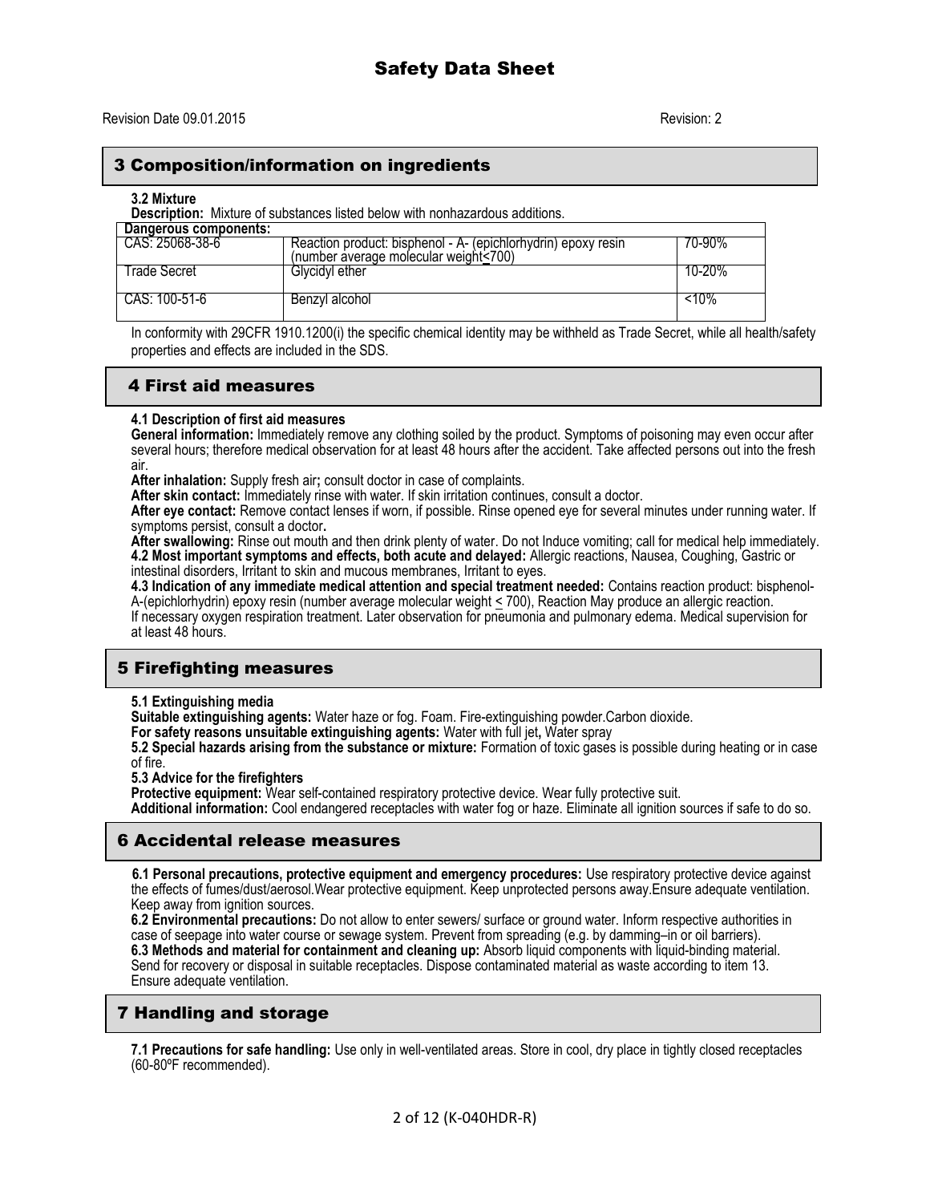# Safety Data Sheet

Revision Date 09.01.2015 Revision: 2

## 3 Composition/information on ingredients

**3.2 Mixture**

**Description:** Mixture of substances listed below with nonhazardous additions.

| Dangerous components: | | |
|---|---|---|
| CAS: 25068-38-6 | Reaction product: bisphenol - A- (epichlorhydrin) epoxy resin (number average molecular weight≤700) | 70-90% |
| Trade Secret | Glycidyl ether | 10-20% |
| CAS: 100-51-6 | Benzyl alcohol | <10% |

In conformity with 29CFR 1910.1200(i) the specific chemical identity may be withheld as Trade Secret, while all health/safety properties and effects are included in the SDS.

## 4 First aid measures

**4.1 Description of first aid measures**

**General information:** Immediately remove any clothing soiled by the product. Symptoms of poisoning may even occur after several hours; therefore medical observation for at least 48 hours after the accident. Take affected persons out into the fresh air.

**After inhalation:** Supply fresh air**;** consult doctor in case of complaints.

**After skin contact:** Immediately rinse with water. If skin irritation continues, consult a doctor.

**After eye contact:** Remove contact lenses if worn, if possible. Rinse opened eye for several minutes under running water. If symptoms persist, consult a doctor**.**

**After swallowing:** Rinse out mouth and then drink plenty of water. Do not Induce vomiting; call for medical help immediately.

**4.2 Most important symptoms and effects, both acute and delayed:** Allergic reactions, Nausea, Coughing, Gastric or intestinal disorders, Irritant to skin and mucous membranes, Irritant to eyes.

**4.3 Indication of any immediate medical attention and special treatment needed:** Contains reaction product: bisphenol-A-(epichlorhydrin) epoxy resin (number average molecular weight ≤ 700), Reaction May produce an allergic reaction. If necessary oxygen respiration treatment. Later observation for pneumonia and pulmonary edema. Medical supervision for at least 48 hours.

## 5 Firefighting measures

**5.1 Extinguishing media**

**Suitable extinguishing agents:** Water haze or fog. Foam. Fire-extinguishing powder.Carbon dioxide.

**For safety reasons unsuitable extinguishing agents:** Water with full jet**,** Water spray

**5.2 Special hazards arising from the substance or mixture:** Formation of toxic gases is possible during heating or in case of fire.

**5.3 Advice for the firefighters**

**Protective equipment:** Wear self-contained respiratory protective device. Wear fully protective suit.

**Additional information:** Cool endangered receptacles with water fog or haze. Eliminate all ignition sources if safe to do so.

## 6 Accidental release measures

**6.1 Personal precautions, protective equipment and emergency procedures:** Use respiratory protective device against the effects of fumes/dust/aerosol.Wear protective equipment. Keep unprotected persons away.Ensure adequate ventilation. Keep away from ignition sources.

**6.2 Environmental precautions:** Do not allow to enter sewers/ surface or ground water. Inform respective authorities in case of seepage into water course or sewage system. Prevent from spreading (e.g. by damming–in or oil barriers).

**6.3 Methods and material for containment and cleaning up:** Absorb liquid components with liquid-binding material. Send for recovery or disposal in suitable receptacles. Dispose contaminated material as waste according to item 13. Ensure adequate ventilation.

## 7 Handling and storage

**7.1 Precautions for safe handling:** Use only in well-ventilated areas. Store in cool, dry place in tightly closed receptacles (60-80ºF recommended).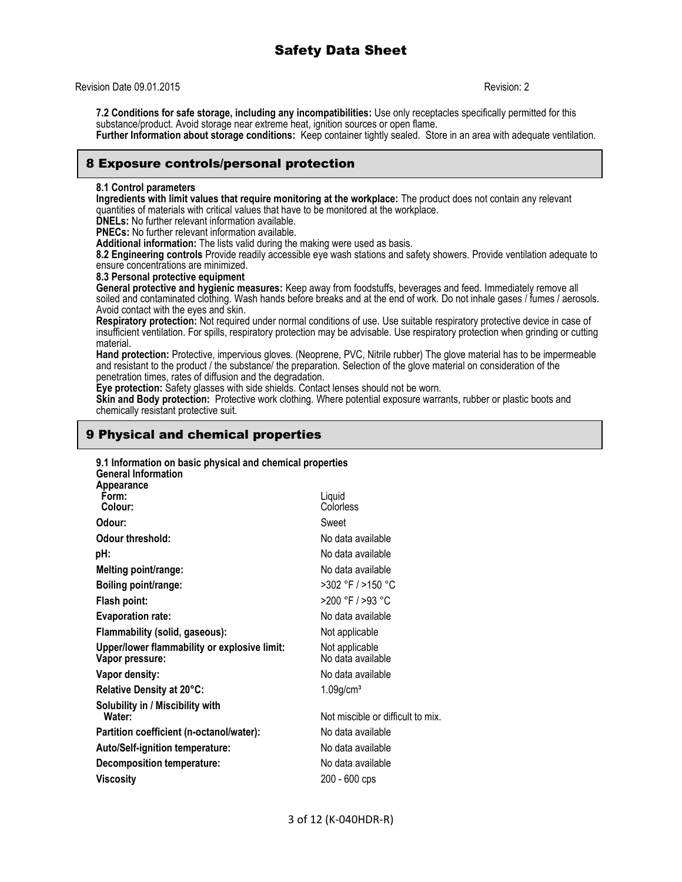**7.2 Conditions for safe storage, including any incompatibilities:** Use only receptacles specifically permitted for this substance/product. Avoid storage near extreme heat, ignition sources or open flame.
**Further Information about storage conditions:** Keep container tightly sealed. Store in an area with adequate ventilation.

## 8 Exposure controls/personal protection

**8.1 Control parameters**
**Ingredients with limit values that require monitoring at the workplace:** The product does not contain any relevant quantities of materials with critical values that have to be monitored at the workplace.
**DNELs:** No further relevant information available.
**PNECs:** No further relevant information available.
**Additional information:** The lists valid during the making were used as basis.
**8.2 Engineering controls** Provide readily accessible eye wash stations and safety showers. Provide ventilation adequate to ensure concentrations are minimized.
**8.3 Personal protective equipment**
**General protective and hygienic measures:** Keep away from foodstuffs, beverages and feed. Immediately remove all soiled and contaminated clothing. Wash hands before breaks and at the end of work. Do not inhale gases / fumes / aerosols. Avoid contact with the eyes and skin.
**Respiratory protection:** Not required under normal conditions of use. Use suitable respiratory protective device in case of insufficient ventilation. For spills, respiratory protection may be advisable. Use respiratory protection when grinding or cutting material.
**Hand protection:** Protective, impervious gloves. (Neoprene, PVC, Nitrile rubber) The glove material has to be impermeable and resistant to the product / the substance/ the preparation. Selection of the glove material on consideration of the penetration times, rates of diffusion and the degradation.
**Eye protection:** Safety glasses with side shields. Contact lenses should not be worn.
**Skin and Body protection:** Protective work clothing. Where potential exposure warrants, rubber or plastic boots and chemically resistant protective suit.

## 9 Physical and chemical properties

**9.1 Information on basic physical and chemical properties**
**General Information**
**Appearance**

| | |
|---|---|
| **Form:** | Liquid |
| **Colour:** | Colorless |
| **Odour:** | Sweet |
| **Odour threshold:** | No data available |
| **pH:** | No data available |
| **Melting point/range:** | No data available |
| **Boiling point/range:** | >302 °F / >150 °C |
| **Flash point:** | >200 °F / >93 °C |
| **Evaporation rate:** | No data available |
| **Flammability (solid, gaseous):** | Not applicable |
| **Upper/lower flammability or explosive limit:** | Not applicable |
| **Vapor pressure:** | No data available |
| **Vapor density:** | No data available |
| **Relative Density at 20°C:** | 1.09g/cm³ |
| **Solubility in / Miscibility with Water:** | Not miscible or difficult to mix. |
| **Partition coefficient (n-octanol/water):** | No data available |
| **Auto/Self-ignition temperature:** | No data available |
| **Decomposition temperature:** | No data available |
| **Viscosity** | 200 - 600 cps |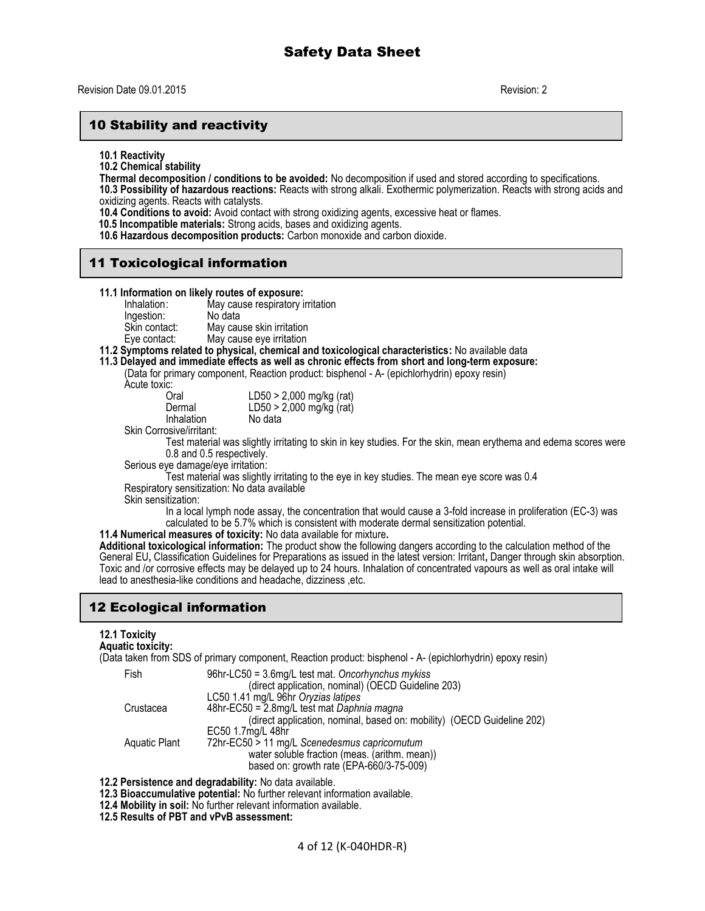# Safety Data Sheet

Revision Date 09.01.2015 Revision: 2

## 10 Stability and reactivity

**10.1 Reactivity**

**10.2 Chemical stability**

**Thermal decomposition / conditions to be avoided:** No decomposition if used and stored according to specifications.

**10.3 Possibility of hazardous reactions:** Reacts with strong alkali. Exothermic polymerization. Reacts with strong acids and oxidizing agents. Reacts with catalysts.

**10.4 Conditions to avoid:** Avoid contact with strong oxidizing agents, excessive heat or flames.

**10.5 Incompatible materials:** Strong acids, bases and oxidizing agents.

**10.6 Hazardous decomposition products:** Carbon monoxide and carbon dioxide.

## 11 Toxicological information

**11.1 Information on likely routes of exposure:**

| | |
|---|---|
| Inhalation: | May cause respiratory irritation |
| Ingestion: | No data |
| Skin contact: | May cause skin irritation |
| Eye contact: | May cause eye irritation |

**11.2 Symptoms related to physical, chemical and toxicological characteristics:** No available data

**11.3 Delayed and immediate effects as well as chronic effects from short and long-term exposure:**

(Data for primary component, Reaction product: bisphenol - A- (epichlorhydrin) epoxy resin)

Acute toxic:

| | |
|---|---|
| Oral | LD50 > 2,000 mg/kg (rat) |
| Dermal | LD50 > 2,000 mg/kg (rat) |
| Inhalation | No data |

Skin Corrosive/irritant:

Test material was slightly irritating to skin in key studies. For the skin, mean erythema and edema scores were 0.8 and 0.5 respectively.

Serious eye damage/eye irritation:

Test material was slightly irritating to the eye in key studies. The mean eye score was 0.4

Respiratory sensitization: No data available

Skin sensitization:

In a local lymph node assay, the concentration that would cause a 3-fold increase in proliferation (EC-3) was calculated to be 5.7% which is consistent with moderate dermal sensitization potential.

**11.4 Numerical measures of toxicity:** No data available for mixture**.**

**Additional toxicological information:** The product show the following dangers according to the calculation method of the General EU**,** Classification Guidelines for Preparations as issued in the latest version: Irritant**,** Danger through skin absorption. Toxic and /or corrosive effects may be delayed up to 24 hours. Inhalation of concentrated vapours as well as oral intake will lead to anesthesia-like conditions and headache, dizziness ,etc.

## 12 Ecological information

**12.1 Toxicity**

**Aquatic toxicity:**

(Data taken from SDS of primary component, Reaction product: bisphenol - A- (epichlorhydrin) epoxy resin)

| | |
|---|---|
| Fish | 96hr-LC50 = 3.6mg/L test mat. *Oncorhynchus mykiss* (direct application, nominal) (OECD Guideline 203) |
| | LC50 1.41 mg/L 96hr *Oryzias latipes* |
| Crustacea | 48hr-EC50 = 2.8mg/L test mat *Daphnia magna* (direct application, nominal, based on: mobility) (OECD Guideline 202) |
| | EC50 1.7mg/L 48hr |
| Aquatic Plant | 72hr-EC50 > 11 mg/L *Scenedesmus capricornutum* water soluble fraction (meas. (arithm. mean)) based on: growth rate (EPA-660/3-75-009) |

**12.2 Persistence and degradability:** No data available.

**12.3 Bioaccumulative potential:** No further relevant information available.

**12.4 Mobility in soil:** No further relevant information available.

**12.5 Results of PBT and vPvB assessment:**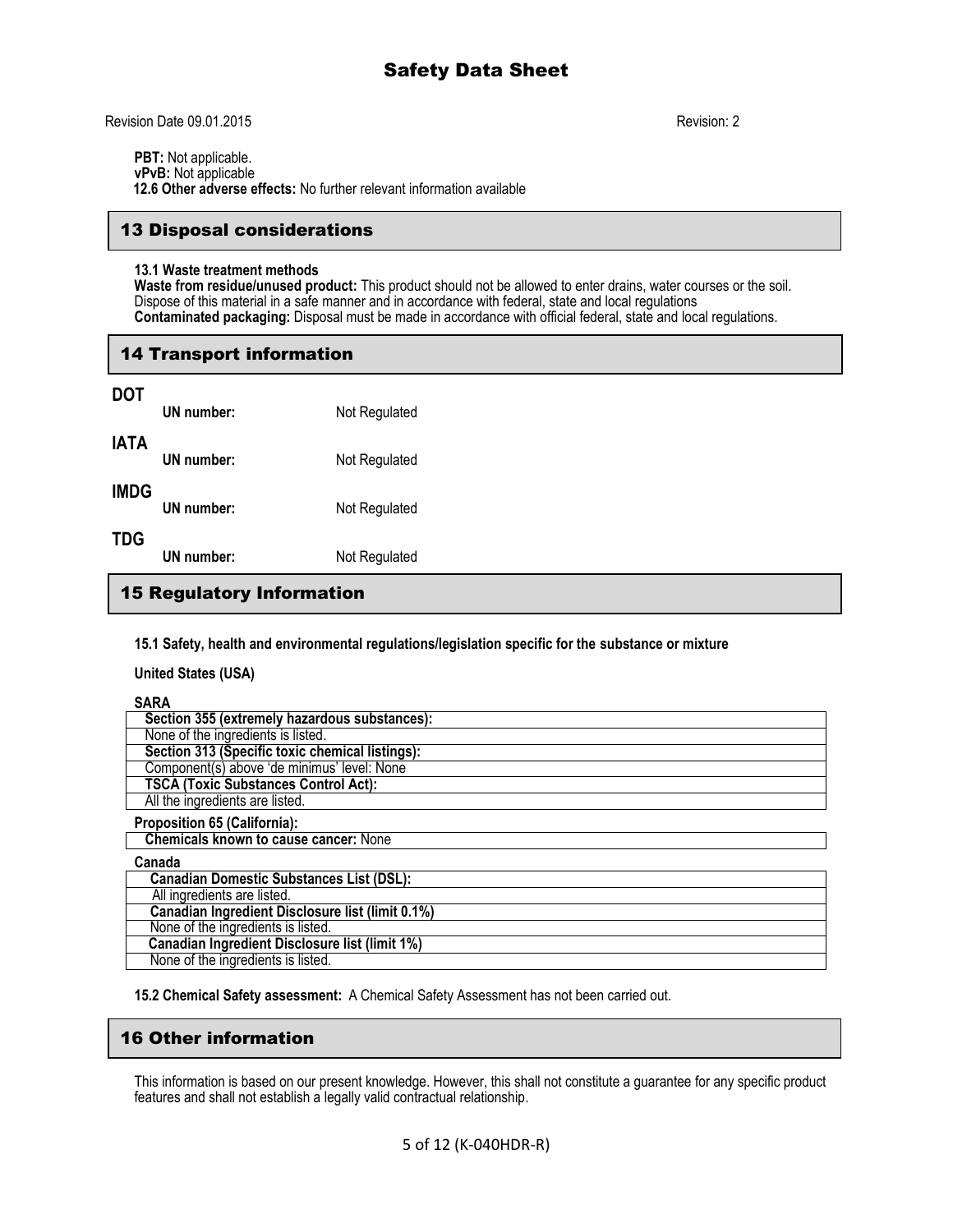**PBT:** Not applicable.
**vPvB:** Not applicable
**12.6 Other adverse effects:** No further relevant information available

## 13 Disposal considerations

**13.1 Waste treatment methods**
**Waste from residue/unused product:** This product should not be allowed to enter drains, water courses or the soil. Dispose of this material in a safe manner and in accordance with federal, state and local regulations
**Contaminated packaging:** Disposal must be made in accordance with official federal, state and local regulations.

## 14 Transport information

**DOT**
**UN number:** Not Regulated

**IATA**
**UN number:** Not Regulated

**IMDG**
**UN number:** Not Regulated

**TDG**
**UN number:** Not Regulated

## 15 Regulatory Information

**15.1 Safety, health and environmental regulations/legislation specific for the substance or mixture**

**United States (USA)**

**SARA**

| **Section 355 (extremely hazardous substances):** |
| --- |
| None of the ingredients is listed. |
| **Section 313 (Specific toxic chemical listings):** |
| Component(s) above 'de minimus' level: None |
| **TSCA (Toxic Substances Control Act):** |
| All the ingredients are listed. |

**Proposition 65 (California):**

| **Chemicals known to cause cancer:** None |
| --- |

**Canada**

| **Canadian Domestic Substances List (DSL):** |
| --- |
| All ingredients are listed. |
| **Canadian Ingredient Disclosure list (limit 0.1%)** |
| None of the ingredients is listed. |
| **Canadian Ingredient Disclosure list (limit 1%)** |
| None of the ingredients is listed. |

**15.2 Chemical Safety assessment:** A Chemical Safety Assessment has not been carried out.

## 16 Other information

This information is based on our present knowledge. However, this shall not constitute a guarantee for any specific product features and shall not establish a legally valid contractual relationship.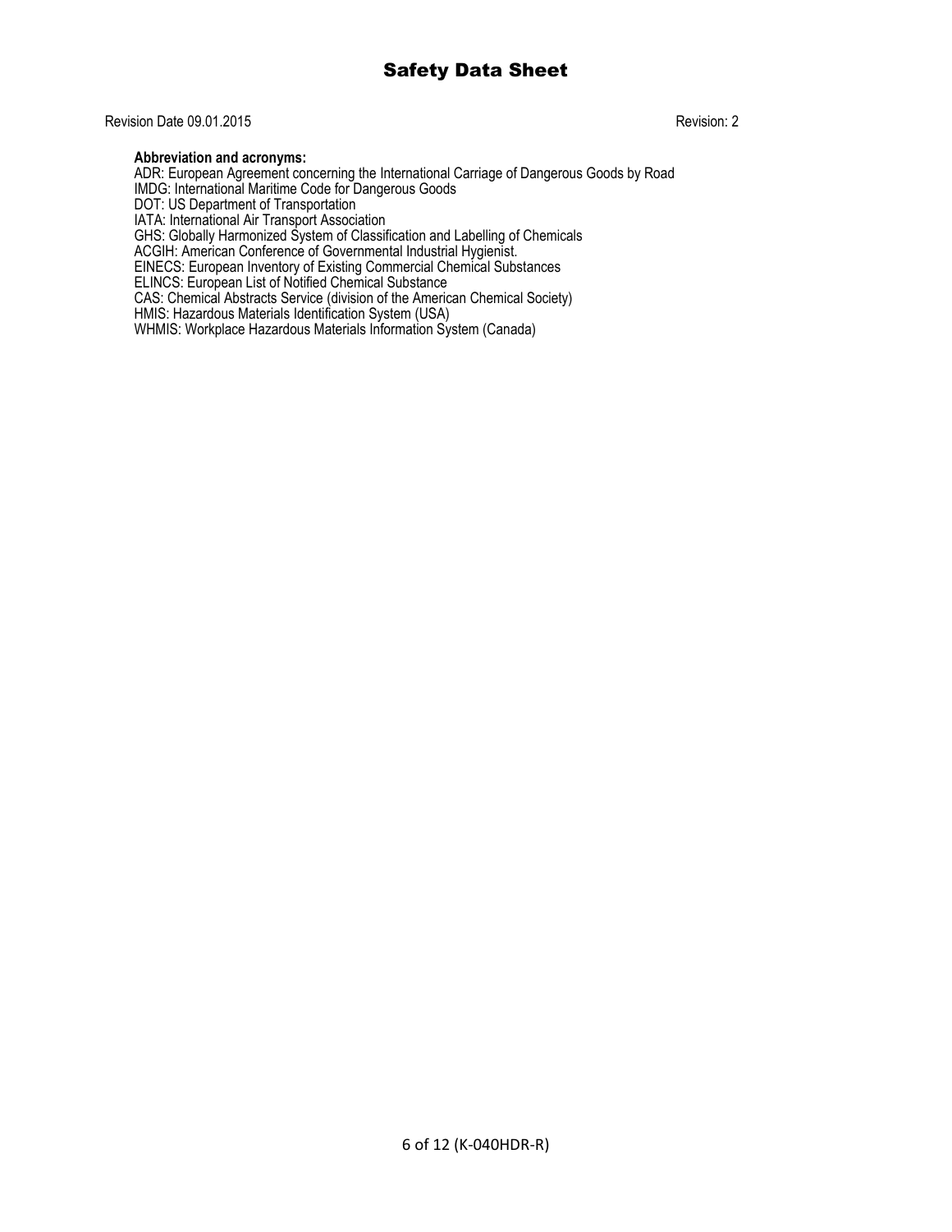**Abbreviation and acronyms:**

ADR: European Agreement concerning the International Carriage of Dangerous Goods by Road
IMDG: International Maritime Code for Dangerous Goods
DOT: US Department of Transportation
IATA: International Air Transport Association
GHS: Globally Harmonized System of Classification and Labelling of Chemicals
ACGIH: American Conference of Governmental Industrial Hygienist.
EINECS: European Inventory of Existing Commercial Chemical Substances
ELINCS: European List of Notified Chemical Substance
CAS: Chemical Abstracts Service (division of the American Chemical Society)
HMIS: Hazardous Materials Identification System (USA)
WHMIS: Workplace Hazardous Materials Information System (Canada)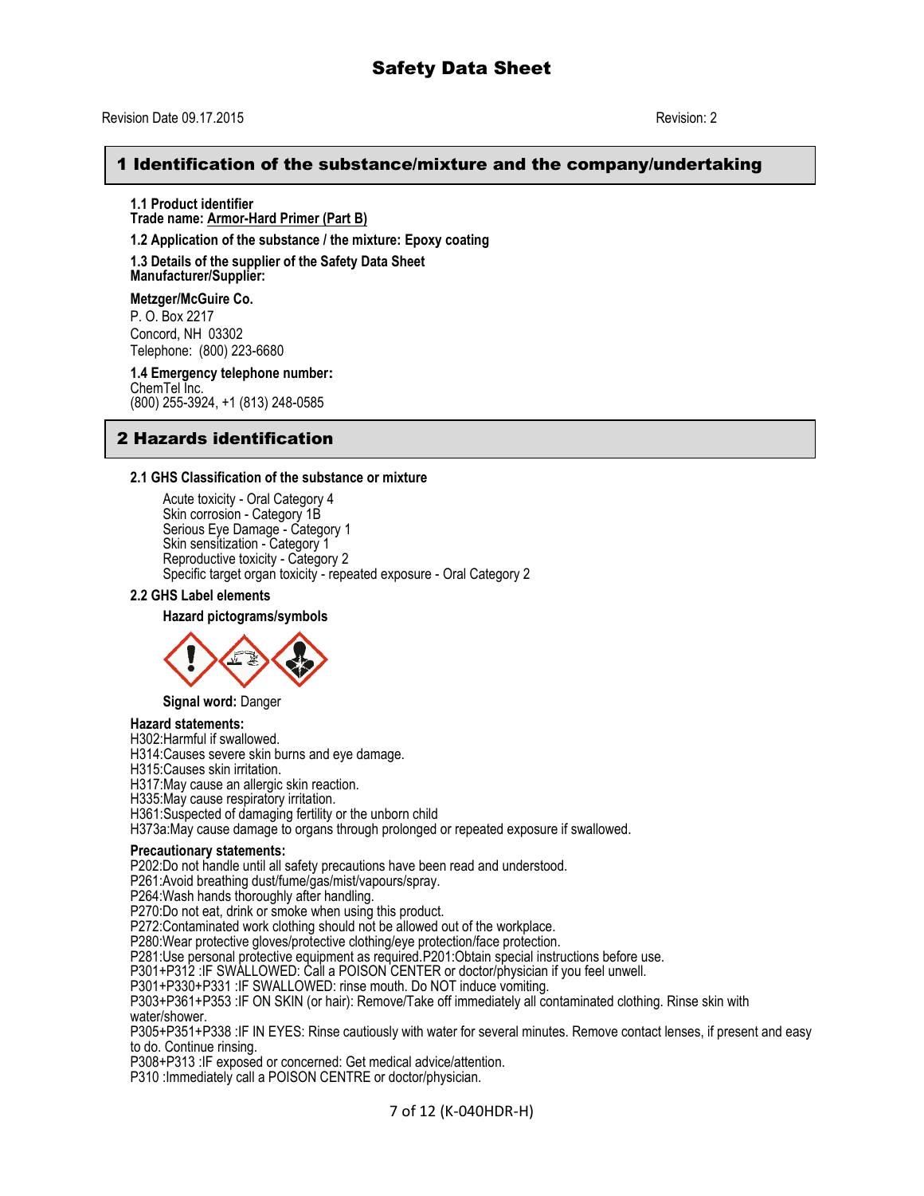# Safety Data Sheet

Revision Date 09.17.2015 Revision: 2

## 1 Identification of the substance/mixture and the company/undertaking

**1.1 Product identifier**
**Trade name: Armor-Hard Primer (Part B)**

**1.2 Application of the substance / the mixture: Epoxy coating**

**1.3 Details of the supplier of the Safety Data Sheet**
**Manufacturer/Supplier:**

**Metzger/McGuire Co.**
P. O. Box 2217
Concord, NH 03302
Telephone: (800) 223-6680

**1.4 Emergency telephone number:**
ChemTel Inc.
(800) 255-3924, +1 (813) 248-0585

## 2 Hazards identification

### 2.1 GHS Classification of the substance or mixture

Acute toxicity - Oral Category 4
Skin corrosion - Category 1B
Serious Eye Damage - Category 1
Skin sensitization - Category 1
Reproductive toxicity - Category 2
Specific target organ toxicity - repeated exposure - Oral Category 2

### 2.2 GHS Label elements

**Hazard pictograms/symbols**

**Signal word:** Danger

**Hazard statements:**
H302:Harmful if swallowed.
H314:Causes severe skin burns and eye damage.
H315:Causes skin irritation.
H317:May cause an allergic skin reaction.
H335:May cause respiratory irritation.
H361:Suspected of damaging fertility or the unborn child
H373a:May cause damage to organs through prolonged or repeated exposure if swallowed.

**Precautionary statements:**
P202:Do not handle until all safety precautions have been read and understood.
P261:Avoid breathing dust/fume/gas/mist/vapours/spray.
P264:Wash hands thoroughly after handling.
P270:Do not eat, drink or smoke when using this product.
P272:Contaminated work clothing should not be allowed out of the workplace.
P280:Wear protective gloves/protective clothing/eye protection/face protection.
P281:Use personal protective equipment as required.P201:Obtain special instructions before use.
P301+P312 :IF SWALLOWED: Call a POISON CENTER or doctor/physician if you feel unwell.
P301+P330+P331 :IF SWALLOWED: rinse mouth. Do NOT induce vomiting.
P303+P361+P353 :IF ON SKIN (or hair): Remove/Take off immediately all contaminated clothing. Rinse skin with water/shower.
P305+P351+P338 :IF IN EYES: Rinse cautiously with water for several minutes. Remove contact lenses, if present and easy to do. Continue rinsing.
P308+P313 :IF exposed or concerned: Get medical advice/attention.
P310 :Immediately call a POISON CENTRE or doctor/physician.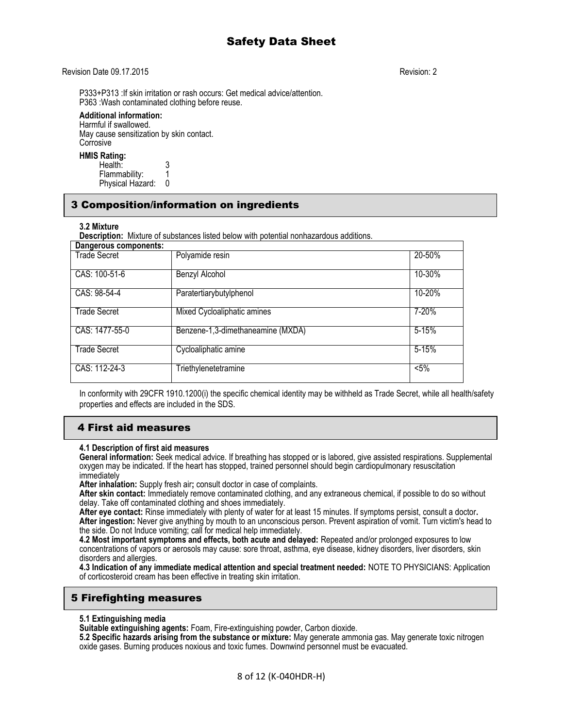P333+P313 :If skin irritation or rash occurs: Get medical advice/attention.
P363 :Wash contaminated clothing before reuse.

**Additional information:**
Harmful if swallowed.
May cause sensitization by skin contact.
Corrosive

**HMIS Rating:**
Health: 3
Flammability: 1
Physical Hazard: 0

## 3 Composition/information on ingredients

**3.2 Mixture**
**Description:** Mixture of substances listed below with potential nonhazardous additions.

| Dangerous components: | | |
|---|---|---|
| Trade Secret | Polyamide resin | 20-50% |
| CAS: 100-51-6 | Benzyl Alcohol | 10-30% |
| CAS: 98-54-4 | Paratertiarybutylphenol | 10-20% |
| Trade Secret | Mixed Cycloaliphatic amines | 7-20% |
| CAS: 1477-55-0 | Benzene-1,3-dimethaneamine (MXDA) | 5-15% |
| Trade Secret | Cycloaliphatic amine | 5-15% |
| CAS: 112-24-3 | Triethylenetetramine | <5% |

In conformity with 29CFR 1910.1200(i) the specific chemical identity may be withheld as Trade Secret, while all health/safety properties and effects are included in the SDS.

## 4 First aid measures

**4.1 Description of first aid measures**
**General information:** Seek medical advice. If breathing has stopped or is labored, give assisted respirations. Supplemental oxygen may be indicated. If the heart has stopped, trained personnel should begin cardiopulmonary resuscitation immediately
**After inhalation:** Supply fresh air**;** consult doctor in case of complaints.
**After skin contact:** Immediately remove contaminated clothing, and any extraneous chemical, if possible to do so without delay. Take off contaminated clothing and shoes immediately.
**After eye contact:** Rinse immediately with plenty of water for at least 15 minutes. If symptoms persist, consult a doctor**.**
**After ingestion:** Never give anything by mouth to an unconscious person. Prevent aspiration of vomit. Turn victim's head to the side. Do not Induce vomiting; call for medical help immediately.
**4.2 Most important symptoms and effects, both acute and delayed:** Repeated and/or prolonged exposures to low concentrations of vapors or aerosols may cause: sore throat, asthma, eye disease, kidney disorders, liver disorders, skin disorders and allergies.
**4.3 Indication of any immediate medical attention and special treatment needed:** NOTE TO PHYSICIANS: Application of corticosteroid cream has been effective in treating skin irritation.

## 5 Firefighting measures

**5.1 Extinguishing media**
**Suitable extinguishing agents:** Foam, Fire-extinguishing powder, Carbon dioxide.
**5.2 Specific hazards arising from the substance or mixture:** May generate ammonia gas. May generate toxic nitrogen oxide gases. Burning produces noxious and toxic fumes. Downwind personnel must be evacuated.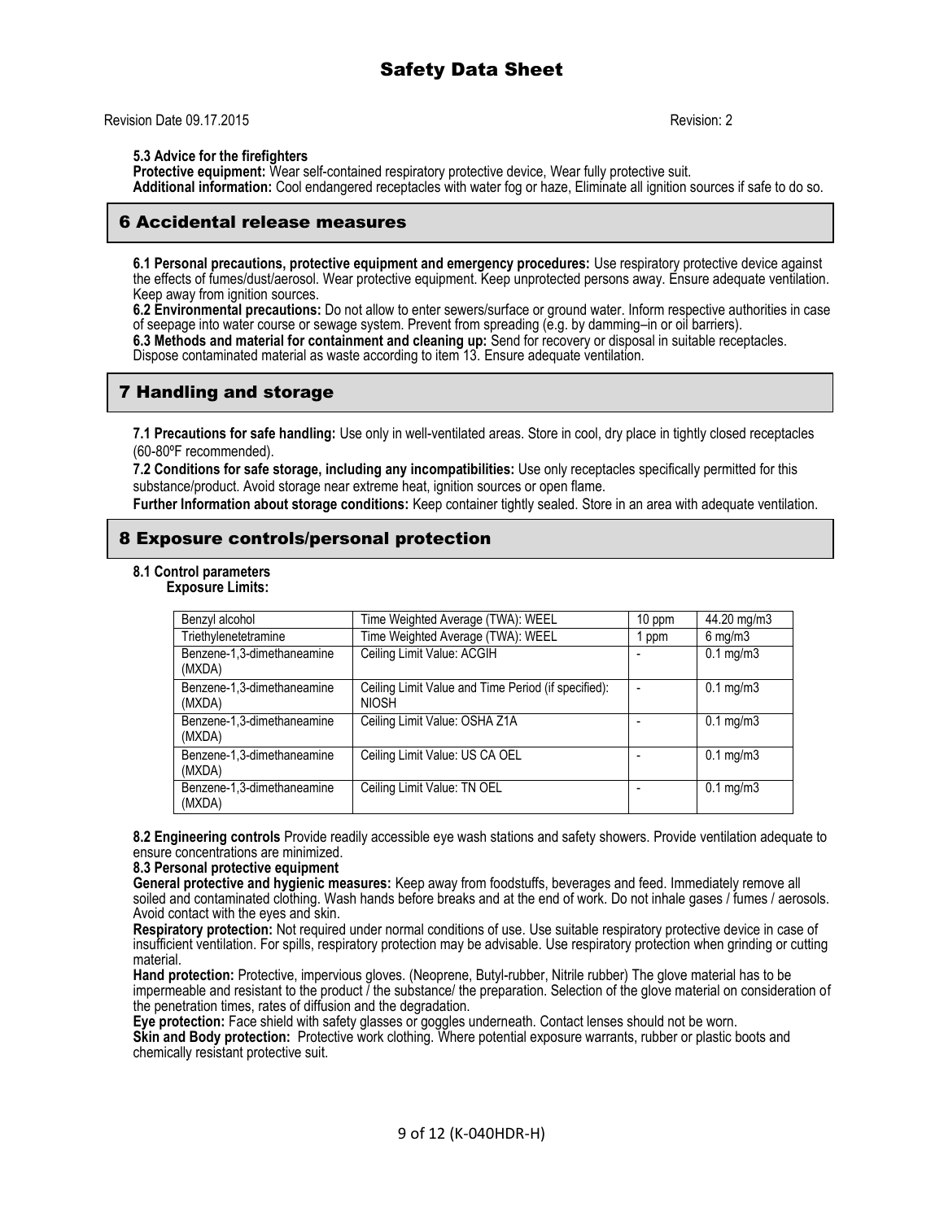**5.3 Advice for the firefighters**
**Protective equipment:** Wear self-contained respiratory protective device, Wear fully protective suit.
**Additional information:** Cool endangered receptacles with water fog or haze, Eliminate all ignition sources if safe to do so.

## 6 Accidental release measures

**6.1 Personal precautions, protective equipment and emergency procedures:** Use respiratory protective device against the effects of fumes/dust/aerosol. Wear protective equipment. Keep unprotected persons away. Ensure adequate ventilation. Keep away from ignition sources.
**6.2 Environmental precautions:** Do not allow to enter sewers/surface or ground water. Inform respective authorities in case of seepage into water course or sewage system. Prevent from spreading (e.g. by damming–in or oil barriers).
**6.3 Methods and material for containment and cleaning up:** Send for recovery or disposal in suitable receptacles. Dispose contaminated material as waste according to item 13. Ensure adequate ventilation.

## 7 Handling and storage

**7.1 Precautions for safe handling:** Use only in well-ventilated areas. Store in cool, dry place in tightly closed receptacles (60-80ºF recommended).
**7.2 Conditions for safe storage, including any incompatibilities:** Use only receptacles specifically permitted for this substance/product. Avoid storage near extreme heat, ignition sources or open flame.
**Further Information about storage conditions:** Keep container tightly sealed. Store in an area with adequate ventilation.

## 8 Exposure controls/personal protection

**8.1 Control parameters**
**Exposure Limits:**

| Benzyl alcohol | Time Weighted Average (TWA): WEEL | 10 ppm | 44.20 mg/m3 |
|---|---|---|---|
| Triethylenetetramine | Time Weighted Average (TWA): WEEL | 1 ppm | 6 mg/m3 |
| Benzene-1,3-dimethaneamine (MXDA) | Ceiling Limit Value: ACGIH | - | 0.1 mg/m3 |
| Benzene-1,3-dimethaneamine (MXDA) | Ceiling Limit Value and Time Period (if specified): NIOSH | - | 0.1 mg/m3 |
| Benzene-1,3-dimethaneamine (MXDA) | Ceiling Limit Value: OSHA Z1A | - | 0.1 mg/m3 |
| Benzene-1,3-dimethaneamine (MXDA) | Ceiling Limit Value: US CA OEL | - | 0.1 mg/m3 |
| Benzene-1,3-dimethaneamine (MXDA) | Ceiling Limit Value: TN OEL | - | 0.1 mg/m3 |

**8.2 Engineering controls** Provide readily accessible eye wash stations and safety showers. Provide ventilation adequate to ensure concentrations are minimized.
**8.3 Personal protective equipment**
**General protective and hygienic measures:** Keep away from foodstuffs, beverages and feed. Immediately remove all soiled and contaminated clothing. Wash hands before breaks and at the end of work. Do not inhale gases / fumes / aerosols. Avoid contact with the eyes and skin.
**Respiratory protection:** Not required under normal conditions of use. Use suitable respiratory protective device in case of insufficient ventilation. For spills, respiratory protection may be advisable. Use respiratory protection when grinding or cutting material.
**Hand protection:** Protective, impervious gloves. (Neoprene, Butyl-rubber, Nitrile rubber) The glove material has to be impermeable and resistant to the product / the substance/ the preparation. Selection of the glove material on consideration of the penetration times, rates of diffusion and the degradation.
**Eye protection:** Face shield with safety glasses or goggles underneath. Contact lenses should not be worn.
**Skin and Body protection:** Protective work clothing. Where potential exposure warrants, rubber or plastic boots and chemically resistant protective suit.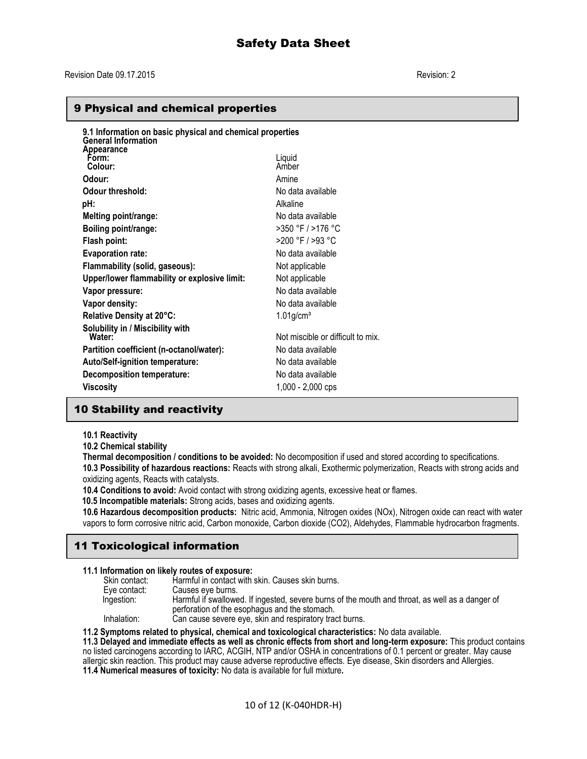# Safety Data Sheet

Revision Date 09.17.2015 Revision: 2

## 9 Physical and chemical properties

**9.1 Information on basic physical and chemical properties**

**General Information**

| Property | Value |
|---|---|
| **Appearance** | |
| **Form:** | Liquid |
| **Colour:** | Amber |
| **Odour:** | Amine |
| **Odour threshold:** | No data available |
| **pH:** | Alkaline |
| **Melting point/range:** | No data available |
| **Boiling point/range:** | >350 °F / >176 °C |
| **Flash point:** | >200 °F / >93 °C |
| **Evaporation rate:** | No data available |
| **Flammability (solid, gaseous):** | Not applicable |
| **Upper/lower flammability or explosive limit:** | Not applicable |
| **Vapor pressure:** | No data available |
| **Vapor density:** | No data available |
| **Relative Density at 20°C:** | 1.01g/cm³ |
| **Solubility in / Miscibility with Water:** | Not miscible or difficult to mix. |
| **Partition coefficient (n-octanol/water):** | No data available |
| **Auto/Self-ignition temperature:** | No data available |
| **Decomposition temperature:** | No data available |
| **Viscosity** | 1,000 - 2,000 cps |

## 10 Stability and reactivity

**10.1 Reactivity**

**10.2 Chemical stability**

**Thermal decomposition / conditions to be avoided:** No decomposition if used and stored according to specifications.

**10.3 Possibility of hazardous reactions:** Reacts with strong alkali, Exothermic polymerization, Reacts with strong acids and oxidizing agents, Reacts with catalysts.

**10.4 Conditions to avoid:** Avoid contact with strong oxidizing agents, excessive heat or flames.

**10.5 Incompatible materials:** Strong acids, bases and oxidizing agents.

**10.6 Hazardous decomposition products:** Nitric acid, Ammonia, Nitrogen oxides (NOx), Nitrogen oxide can react with water vapors to form corrosive nitric acid, Carbon monoxide, Carbon dioxide (CO2), Aldehydes, Flammable hydrocarbon fragments.

## 11 Toxicological information

**11.1 Information on likely routes of exposure:**

- Skin contact: Harmful in contact with skin. Causes skin burns.
- Eye contact: Causes eye burns.
- Ingestion: Harmful if swallowed. If ingested, severe burns of the mouth and throat, as well as a danger of perforation of the esophagus and the stomach.
- Inhalation: Can cause severe eye, skin and respiratory tract burns.

**11.2 Symptoms related to physical, chemical and toxicological characteristics:** No data available.

**11.3 Delayed and immediate effects as well as chronic effects from short and long-term exposure:** This product contains no listed carcinogens according to IARC, ACGIH, NTP and/or OSHA in concentrations of 0.1 percent or greater. May cause allergic skin reaction. This product may cause adverse reproductive effects. Eye disease, Skin disorders and Allergies.

**11.4 Numerical measures of toxicity:** No data is available for full mixture**.**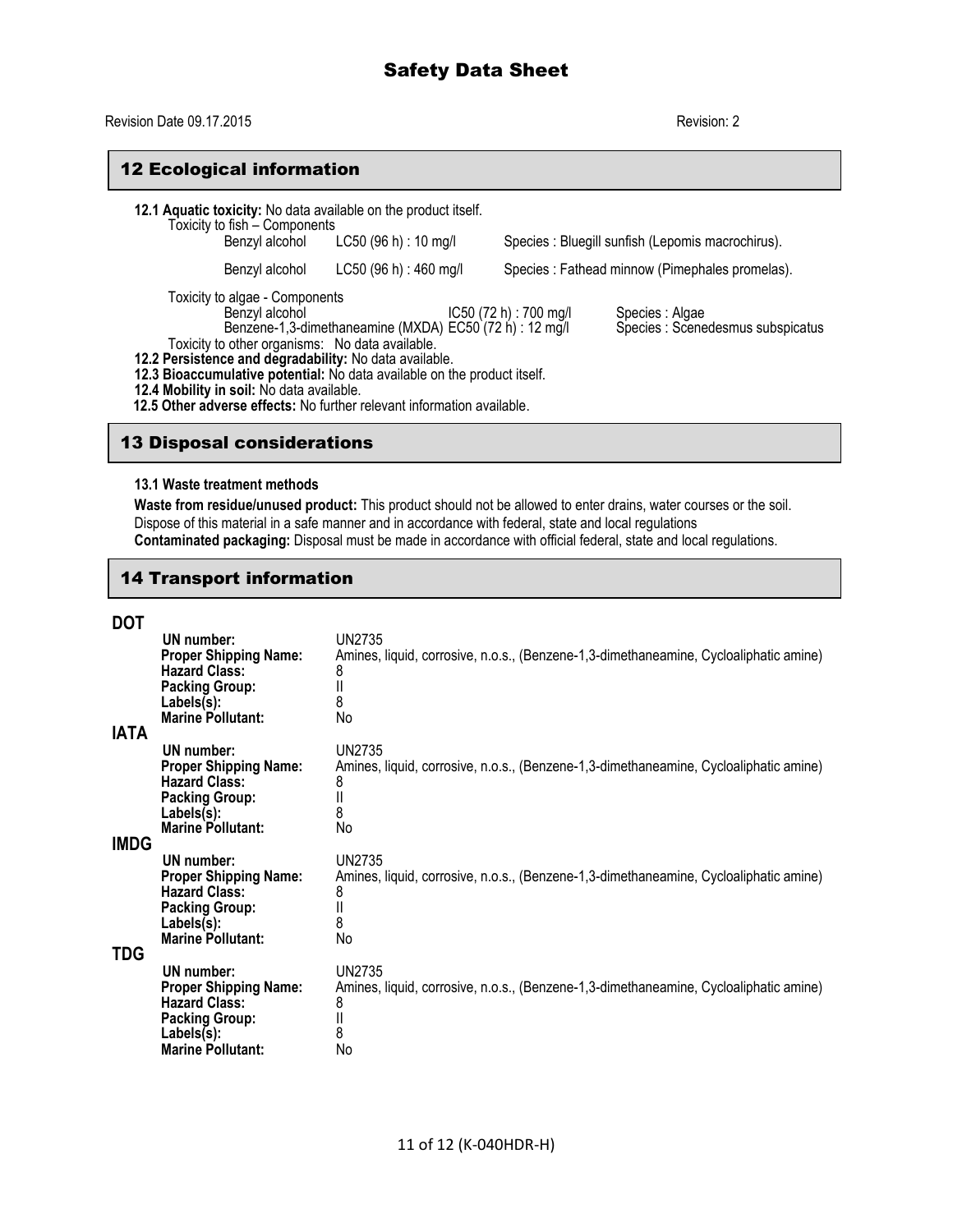## 12 Ecological information

**12.1 Aquatic toxicity:** No data available on the product itself.

Toxicity to fish – Components

| Component | Value | Species |
|---|---|---|
| Benzyl alcohol | LC50 (96 h) : 10 mg/l | Species : Bluegill sunfish (Lepomis macrochirus). |
| Benzyl alcohol | LC50 (96 h) : 460 mg/l | Species : Fathead minnow (Pimephales promelas). |

Toxicity to algae - Components

| Component | Value | Species |
|---|---|---|
| Benzyl alcohol | IC50 (72 h) : 700 mg/l | Species : Algae |
| Benzene-1,3-dimethaneamine (MXDA) | EC50 (72 h) : 12 mg/l | Species : Scenedesmus subspicatus |

Toxicity to other organisms: No data available.

**12.2 Persistence and degradability:** No data available.

**12.3 Bioaccumulative potential:** No data available on the product itself.

**12.4 Mobility in soil:** No data available.

**12.5 Other adverse effects:** No further relevant information available.

## 13 Disposal considerations

**13.1 Waste treatment methods**

**Waste from residue/unused product:** This product should not be allowed to enter drains, water courses or the soil. Dispose of this material in a safe manner and in accordance with federal, state and local regulations

**Contaminated packaging:** Disposal must be made in accordance with official federal, state and local regulations.

## 14 Transport information

**DOT**

| | |
|---|---|
| **UN number:** | UN2735 |
| **Proper Shipping Name:** | Amines, liquid, corrosive, n.o.s., (Benzene-1,3-dimethaneamine, Cycloaliphatic amine) |
| **Hazard Class:** | 8 |
| **Packing Group:** | II |
| **Labels(s):** | 8 |
| **Marine Pollutant:** | No |

**IATA**

| | |
|---|---|
| **UN number:** | UN2735 |
| **Proper Shipping Name:** | Amines, liquid, corrosive, n.o.s., (Benzene-1,3-dimethaneamine, Cycloaliphatic amine) |
| **Hazard Class:** | 8 |
| **Packing Group:** | II |
| **Labels(s):** | 8 |
| **Marine Pollutant:** | No |

**IMDG**

| | |
|---|---|
| **UN number:** | UN2735 |
| **Proper Shipping Name:** | Amines, liquid, corrosive, n.o.s., (Benzene-1,3-dimethaneamine, Cycloaliphatic amine) |
| **Hazard Class:** | 8 |
| **Packing Group:** | II |
| **Labels(s):** | 8 |
| **Marine Pollutant:** | No |

**TDG**

| | |
|---|---|
| **UN number:** | UN2735 |
| **Proper Shipping Name:** | Amines, liquid, corrosive, n.o.s., (Benzene-1,3-dimethaneamine, Cycloaliphatic amine) |
| **Hazard Class:** | 8 |
| **Packing Group:** | II |
| **Labels(s):** | 8 |
| **Marine Pollutant:** | No |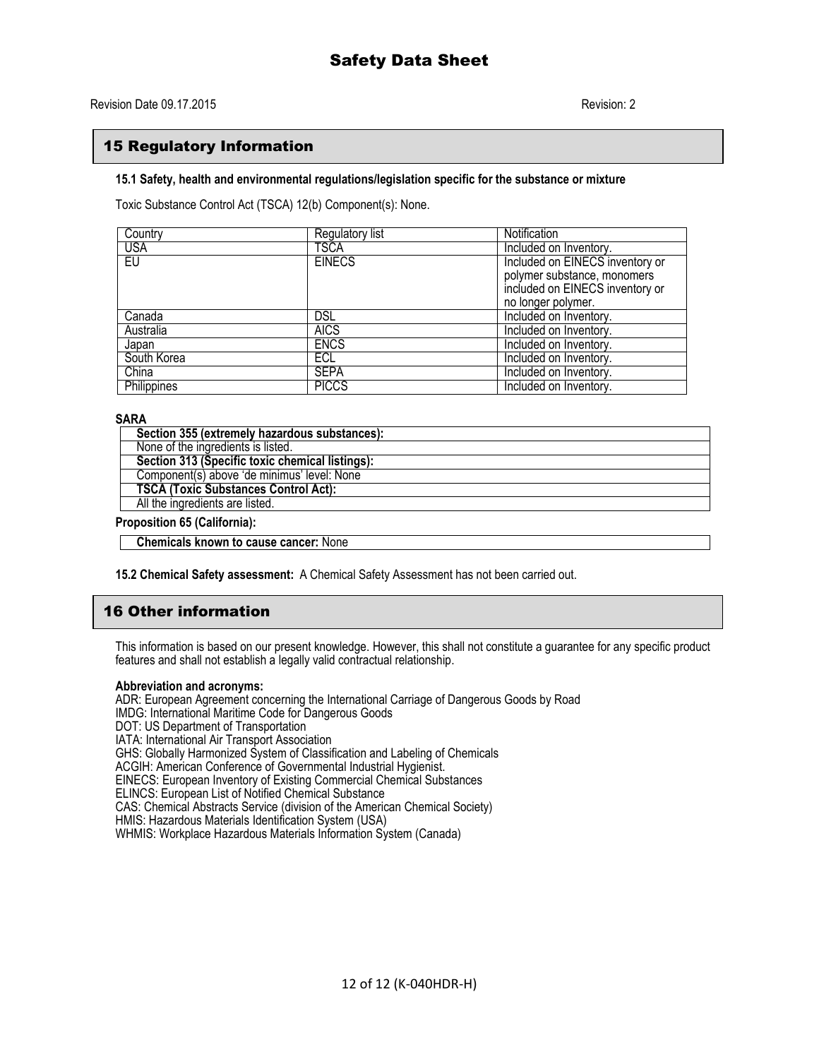## 15 Regulatory Information

**15.1 Safety, health and environmental regulations/legislation specific for the substance or mixture**

Toxic Substance Control Act (TSCA) 12(b) Component(s): None.

| Country | Regulatory list | Notification |
| --- | --- | --- |
| USA | TSCA | Included on Inventory. |
| EU | EINECS | Included on EINECS inventory or polymer substance, monomers included on EINECS inventory or no longer polymer. |
| Canada | DSL | Included on Inventory. |
| Australia | AICS | Included on Inventory. |
| Japan | ENCS | Included on Inventory. |
| South Korea | ECL | Included on Inventory. |
| China | SEPA | Included on Inventory. |
| Philippines | PICCS | Included on Inventory. |

**SARA**

| |
| --- |
| **Section 355 (extremely hazardous substances):** |
| None of the ingredients is listed. |
| **Section 313 (Specific toxic chemical listings):** |
| Component(s) above 'de minimus' level: None |
| **TSCA (Toxic Substances Control Act):** |
| All the ingredients are listed. |

**Proposition 65 (California):**

**Chemicals known to cause cancer:** None

**15.2 Chemical Safety assessment:** A Chemical Safety Assessment has not been carried out.

## 16 Other information

This information is based on our present knowledge. However, this shall not constitute a guarantee for any specific product features and shall not establish a legally valid contractual relationship.

**Abbreviation and acronyms:**

ADR: European Agreement concerning the International Carriage of Dangerous Goods by Road
IMDG: International Maritime Code for Dangerous Goods
DOT: US Department of Transportation
IATA: International Air Transport Association
GHS: Globally Harmonized System of Classification and Labeling of Chemicals
ACGIH: American Conference of Governmental Industrial Hygienist.
EINECS: European Inventory of Existing Commercial Chemical Substances
ELINCS: European List of Notified Chemical Substance
CAS: Chemical Abstracts Service (division of the American Chemical Society)
HMIS: Hazardous Materials Identification System (USA)
WHMIS: Workplace Hazardous Materials Information System (Canada)